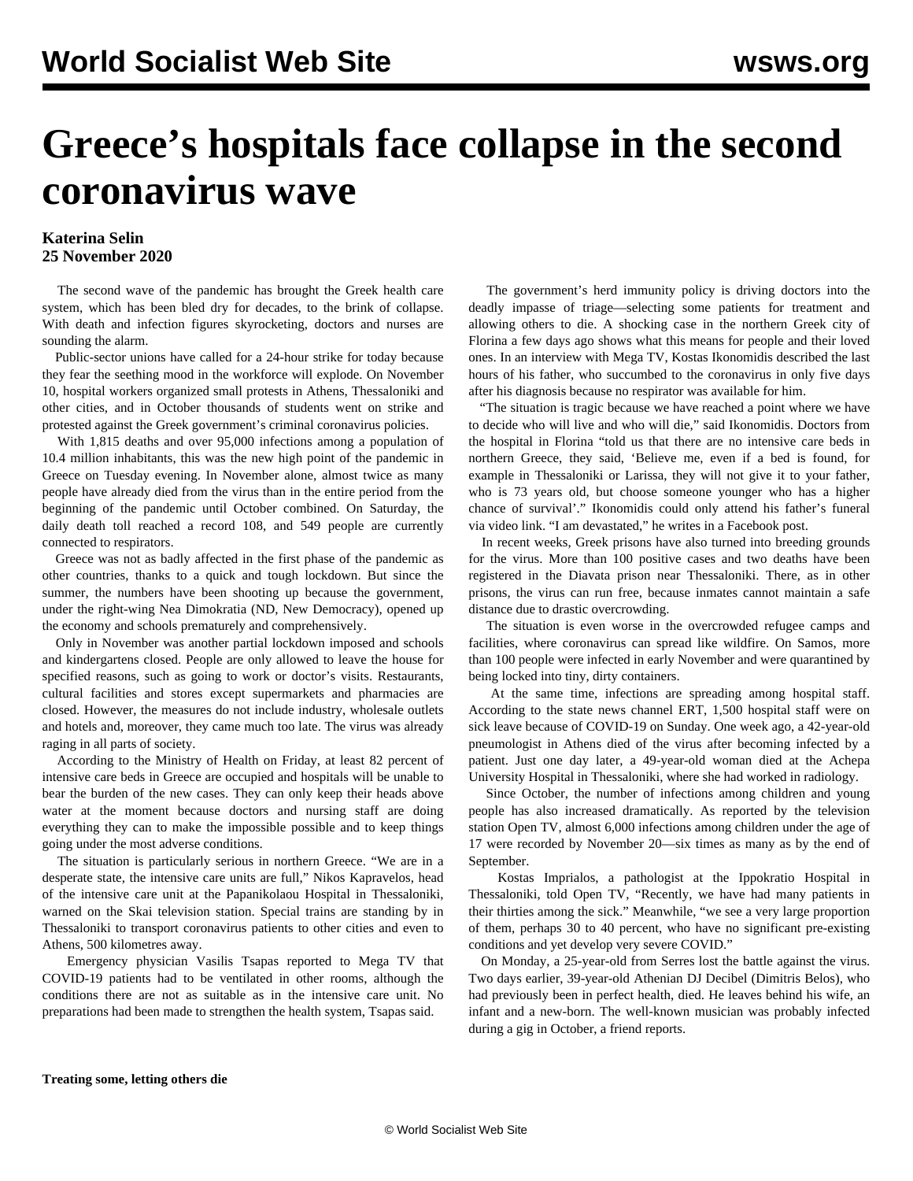# Greece's hospitals face collapse in the second coronavirus wave

**Katerina Selin**
**25 November 2020**

The second wave of the pandemic has brought the Greek health care system, which has been bled dry for decades, to the brink of collapse. With death and infection figures skyrocketing, doctors and nurses are sounding the alarm.

Public-sector unions have called for a 24-hour strike for today because they fear the seething mood in the workforce will explode. On November 10, hospital workers organized small protests in Athens, Thessaloniki and other cities, and in October thousands of students went on strike and protested against the Greek government's criminal coronavirus policies.

With 1,815 deaths and over 95,000 infections among a population of 10.4 million inhabitants, this was the new high point of the pandemic in Greece on Tuesday evening. In November alone, almost twice as many people have already died from the virus than in the entire period from the beginning of the pandemic until October combined. On Saturday, the daily death toll reached a record 108, and 549 people are currently connected to respirators.

Greece was not as badly affected in the first phase of the pandemic as other countries, thanks to a quick and tough lockdown. But since the summer, the numbers have been shooting up because the government, under the right-wing Nea Dimokratia (ND, New Democracy), opened up the economy and schools prematurely and comprehensively.

Only in November was another partial lockdown imposed and schools and kindergartens closed. People are only allowed to leave the house for specified reasons, such as going to work or doctor's visits. Restaurants, cultural facilities and stores except supermarkets and pharmacies are closed. However, the measures do not include industry, wholesale outlets and hotels and, moreover, they came much too late. The virus was already raging in all parts of society.

According to the Ministry of Health on Friday, at least 82 percent of intensive care beds in Greece are occupied and hospitals will be unable to bear the burden of the new cases. They can only keep their heads above water at the moment because doctors and nursing staff are doing everything they can to make the impossible possible and to keep things going under the most adverse conditions.

The situation is particularly serious in northern Greece. "We are in a desperate state, the intensive care units are full," Nikos Kapravelos, head of the intensive care unit at the Papanikolaou Hospital in Thessaloniki, warned on the Skai television station. Special trains are standing by in Thessaloniki to transport coronavirus patients to other cities and even to Athens, 500 kilometres away.

Emergency physician Vasilis Tsapas reported to Mega TV that COVID-19 patients had to be ventilated in other rooms, although the conditions there are not as suitable as in the intensive care unit. No preparations had been made to strengthen the health system, Tsapas said.

**Treating some, letting others die**

The government's herd immunity policy is driving doctors into the deadly impasse of triage—selecting some patients for treatment and allowing others to die. A shocking case in the northern Greek city of Florina a few days ago shows what this means for people and their loved ones. In an interview with Mega TV, Kostas Ikonomidis described the last hours of his father, who succumbed to the coronavirus in only five days after his diagnosis because no respirator was available for him.

"The situation is tragic because we have reached a point where we have to decide who will live and who will die," said Ikonomidis. Doctors from the hospital in Florina "told us that there are no intensive care beds in northern Greece, they said, 'Believe me, even if a bed is found, for example in Thessaloniki or Larissa, they will not give it to your father, who is 73 years old, but choose someone younger who has a higher chance of survival'." Ikonomidis could only attend his father's funeral via video link. "I am devastated," he writes in a Facebook post.

In recent weeks, Greek prisons have also turned into breeding grounds for the virus. More than 100 positive cases and two deaths have been registered in the Diavata prison near Thessaloniki. There, as in other prisons, the virus can run free, because inmates cannot maintain a safe distance due to drastic overcrowding.

The situation is even worse in the overcrowded refugee camps and facilities, where coronavirus can spread like wildfire. On Samos, more than 100 people were infected in early November and were quarantined by being locked into tiny, dirty containers.

At the same time, infections are spreading among hospital staff. According to the state news channel ERT, 1,500 hospital staff were on sick leave because of COVID-19 on Sunday. One week ago, a 42-year-old pneumologist in Athens died of the virus after becoming infected by a patient. Just one day later, a 49-year-old woman died at the Achepa University Hospital in Thessaloniki, where she had worked in radiology.

Since October, the number of infections among children and young people has also increased dramatically. As reported by the television station Open TV, almost 6,000 infections among children under the age of 17 were recorded by November 20—six times as many as by the end of September.

Kostas Imprialos, a pathologist at the Ippokratio Hospital in Thessaloniki, told Open TV, "Recently, we have had many patients in their thirties among the sick." Meanwhile, "we see a very large proportion of them, perhaps 30 to 40 percent, who have no significant pre-existing conditions and yet develop very severe COVID."

On Monday, a 25-year-old from Serres lost the battle against the virus. Two days earlier, 39-year-old Athenian DJ Decibel (Dimitris Belos), who had previously been in perfect health, died. He leaves behind his wife, an infant and a new-born. The well-known musician was probably infected during a gig in October, a friend reports.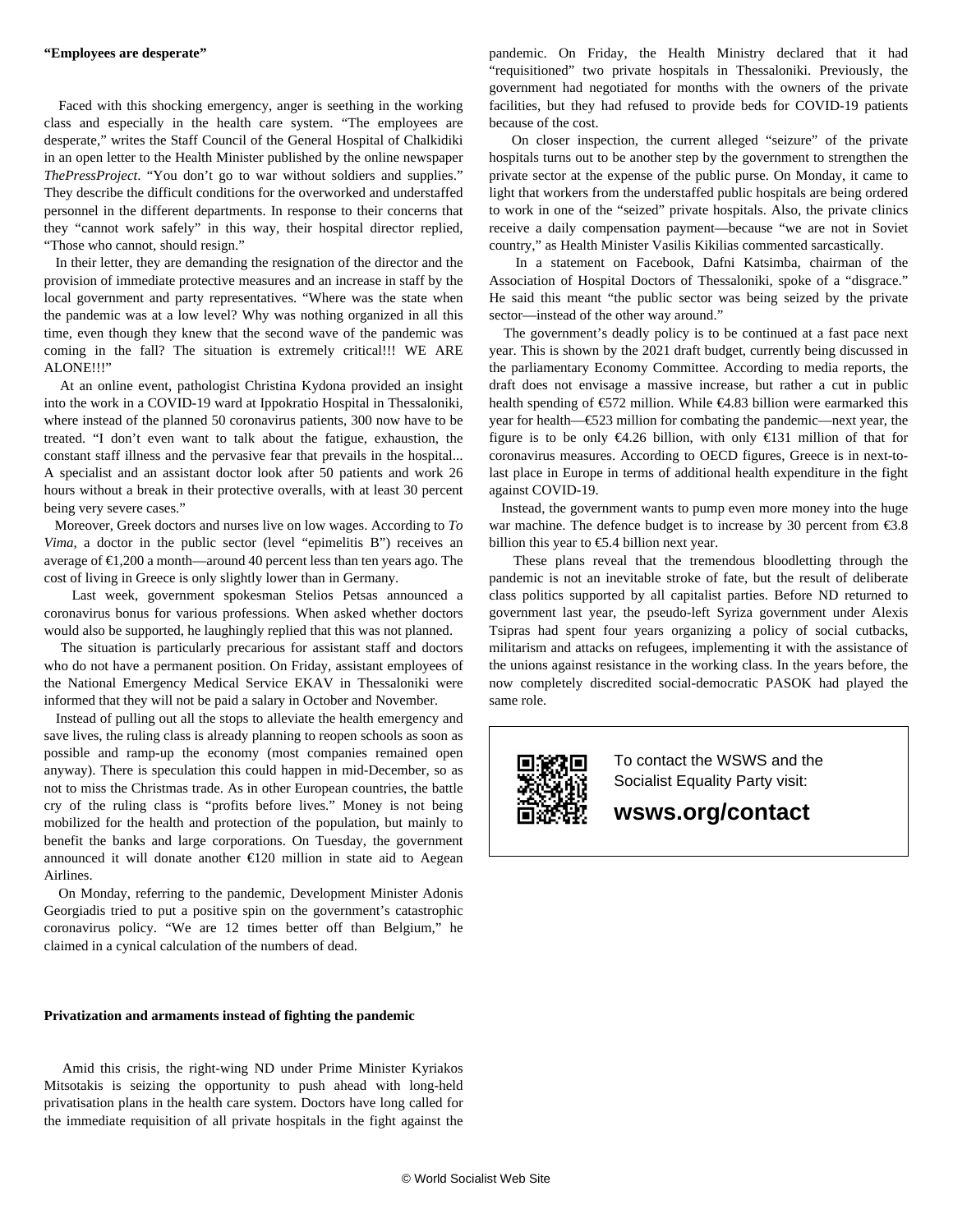**“Employees are desperate”**

Faced with this shocking emergency, anger is seething in the working class and especially in the health care system. “The employees are desperate,” writes the Staff Council of the General Hospital of Chalkidiki in an open letter to the Health Minister published by the online newspaper *ThePressProject*. “You don’t go to war without soldiers and supplies.” They describe the difficult conditions for the overworked and understaffed personnel in the different departments. In response to their concerns that they “cannot work safely” in this way, their hospital director replied, “Those who cannot, should resign.”

In their letter, they are demanding the resignation of the director and the provision of immediate protective measures and an increase in staff by the local government and party representatives. “Where was the state when the pandemic was at a low level? Why was nothing organized in all this time, even though they knew that the second wave of the pandemic was coming in the fall? The situation is extremely critical!!! WE ARE ALONE!!!”

At an online event, pathologist Christina Kydona provided an insight into the work in a COVID-19 ward at Ippokratio Hospital in Thessaloniki, where instead of the planned 50 coronavirus patients, 300 now have to be treated. “I don’t even want to talk about the fatigue, exhaustion, the constant staff illness and the pervasive fear that prevails in the hospital... A specialist and an assistant doctor look after 50 patients and work 26 hours without a break in their protective overalls, with at least 30 percent being very severe cases.”

Moreover, Greek doctors and nurses live on low wages. According to *To Vima*, a doctor in the public sector (level “epimelitis B”) receives an average of €1,200 a month—around 40 percent less than ten years ago. The cost of living in Greece is only slightly lower than in Germany.

Last week, government spokesman Stelios Petsas announced a coronavirus bonus for various professions. When asked whether doctors would also be supported, he laughingly replied that this was not planned.

The situation is particularly precarious for assistant staff and doctors who do not have a permanent position. On Friday, assistant employees of the National Emergency Medical Service EKAV in Thessaloniki were informed that they will not be paid a salary in October and November.

Instead of pulling out all the stops to alleviate the health emergency and save lives, the ruling class is already planning to reopen schools as soon as possible and ramp-up the economy (most companies remained open anyway). There is speculation this could happen in mid-December, so as not to miss the Christmas trade. As in other European countries, the battle cry of the ruling class is “profits before lives.” Money is not being mobilized for the health and protection of the population, but mainly to benefit the banks and large corporations. On Tuesday, the government announced it will donate another €120 million in state aid to Aegean Airlines.

On Monday, referring to the pandemic, Development Minister Adonis Georgiadis tried to put a positive spin on the government’s catastrophic coronavirus policy. “We are 12 times better off than Belgium,” he claimed in a cynical calculation of the numbers of dead.

**Privatization and armaments instead of fighting the pandemic**

Amid this crisis, the right-wing ND under Prime Minister Kyriakos Mitsotakis is seizing the opportunity to push ahead with long-held privatisation plans in the health care system. Doctors have long called for the immediate requisition of all private hospitals in the fight against the pandemic. On Friday, the Health Ministry declared that it had “requisitioned” two private hospitals in Thessaloniki. Previously, the government had negotiated for months with the owners of the private facilities, but they had refused to provide beds for COVID-19 patients because of the cost.

On closer inspection, the current alleged “seizure” of the private hospitals turns out to be another step by the government to strengthen the private sector at the expense of the public purse. On Monday, it came to light that workers from the understaffed public hospitals are being ordered to work in one of the “seized” private hospitals. Also, the private clinics receive a daily compensation payment—because “we are not in Soviet country,” as Health Minister Vasilis Kikilias commented sarcastically.

In a statement on Facebook, Dafni Katsimba, chairman of the Association of Hospital Doctors of Thessaloniki, spoke of a “disgrace.” He said this meant “the public sector was being seized by the private sector—instead of the other way around.”

The government’s deadly policy is to be continued at a fast pace next year. This is shown by the 2021 draft budget, currently being discussed in the parliamentary Economy Committee. According to media reports, the draft does not envisage a massive increase, but rather a cut in public health spending of €572 million. While €4.83 billion were earmarked this year for health—€523 million for combating the pandemic—next year, the figure is to be only €4.26 billion, with only €131 million of that for coronavirus measures. According to OECD figures, Greece is in next-to-last place in Europe in terms of additional health expenditure in the fight against COVID-19.

Instead, the government wants to pump even more money into the huge war machine. The defence budget is to increase by 30 percent from €3.8 billion this year to €5.4 billion next year.

These plans reveal that the tremendous bloodletting through the pandemic is not an inevitable stroke of fate, but the result of deliberate class politics supported by all capitalist parties. Before ND returned to government last year, the pseudo-left Syriza government under Alexis Tsipras had spent four years organizing a policy of social cutbacks, militarism and attacks on refugees, implementing it with the assistance of the unions against resistance in the working class. In the years before, the now completely discredited social-democratic PASOK had played the same role.

To contact the WSWS and the Socialist Equality Party visit:

**wsws.org/contact**